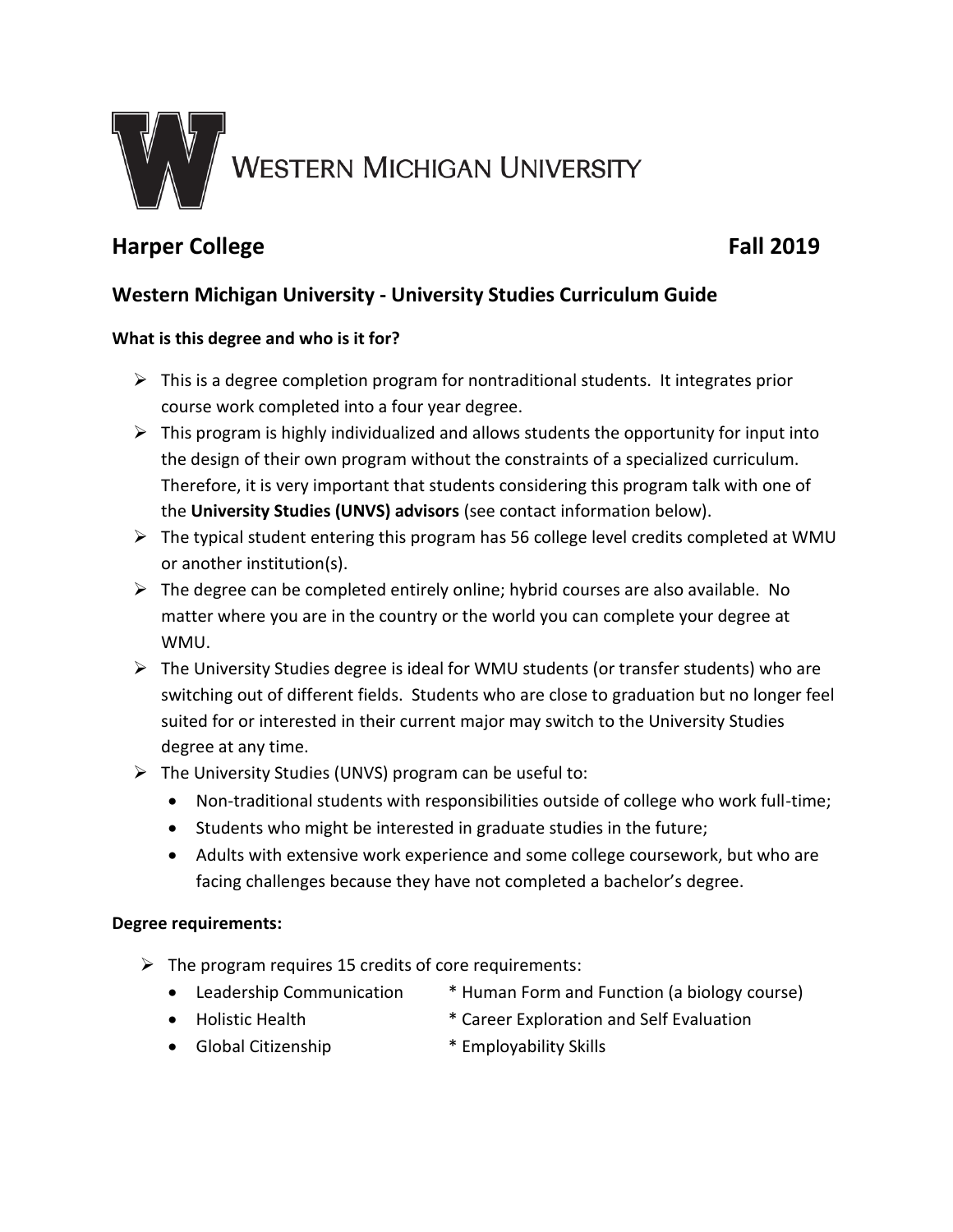# Western Michigan University

## Harper College Fall 2019

### Western Michigan University - University Studies Curriculum Guide

**What is this degree and who is it for?**

- This is a degree completion program for nontraditional students. It integrates prior course work completed into a four year degree.
- This program is highly individualized and allows students the opportunity for input into the design of their own program without the constraints of a specialized curriculum. Therefore, it is very important that students considering this program talk with one of the **University Studies (UNVS) advisors** (see contact information below).
- The typical student entering this program has 56 college level credits completed at WMU or another institution(s).
- The degree can be completed entirely online; hybrid courses are also available. No matter where you are in the country or the world you can complete your degree at WMU.
- The University Studies degree is ideal for WMU students (or transfer students) who are switching out of different fields. Students who are close to graduation but no longer feel suited for or interested in their current major may switch to the University Studies degree at any time.
- The University Studies (UNVS) program can be useful to:
  - Non-traditional students with responsibilities outside of college who work full-time;
  - Students who might be interested in graduate studies in the future;
  - Adults with extensive work experience and some college coursework, but who are facing challenges because they have not completed a bachelor's degree.

**Degree requirements:**

- The program requires 15 credits of core requirements:
  - Leadership Communication
  - Holistic Health
  - Global Citizenship
  - Human Form and Function (a biology course)
  - Career Exploration and Self Evaluation
  - Employability Skills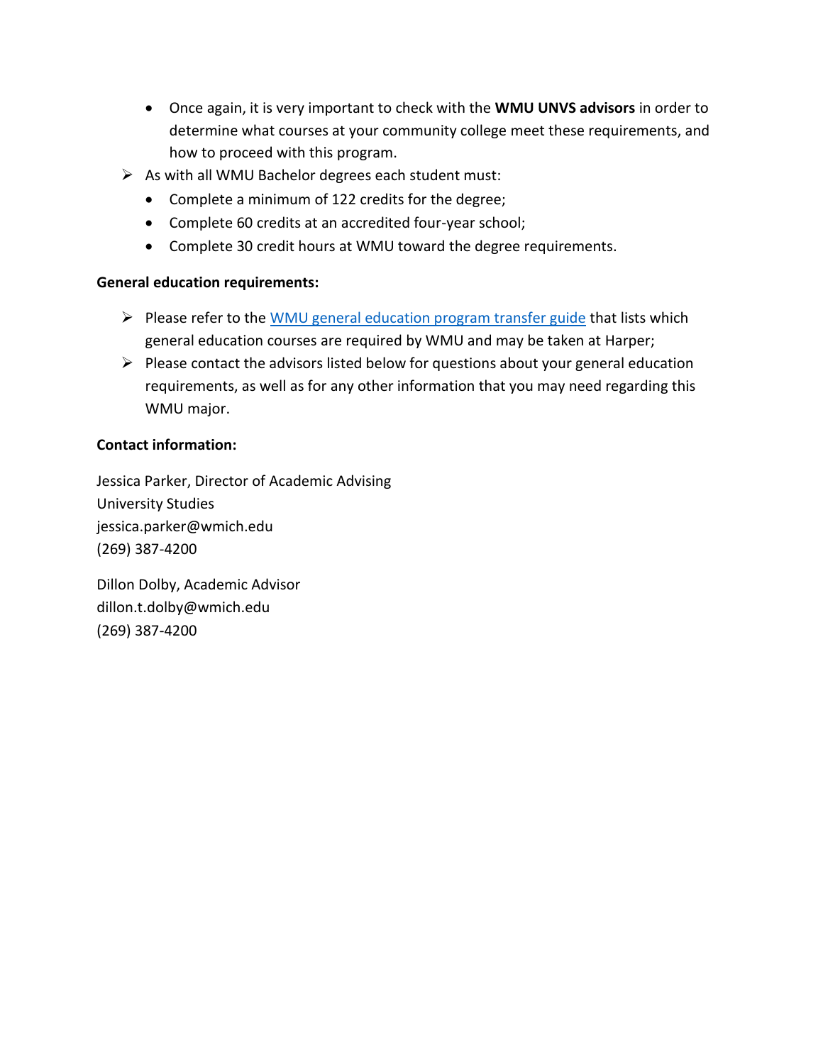- Once again, it is very important to check with the **WMU UNVS advisors** in order to determine what courses at your community college meet these requirements, and how to proceed with this program.
- As with all WMU Bachelor degrees each student must:
  - Complete a minimum of 122 credits for the degree;
  - Complete 60 credits at an accredited four-year school;
  - Complete 30 credit hours at WMU toward the degree requirements.

**General education requirements:**

- Please refer to the [WMU general education program transfer guide]() that lists which general education courses are required by WMU and may be taken at Harper;
- Please contact the advisors listed below for questions about your general education requirements, as well as for any other information that you may need regarding this WMU major.

**Contact information:**

Jessica Parker, Director of Academic Advising
University Studies
jessica.parker@wmich.edu
(269) 387-4200

Dillon Dolby, Academic Advisor
dillon.t.dolby@wmich.edu
(269) 387-4200